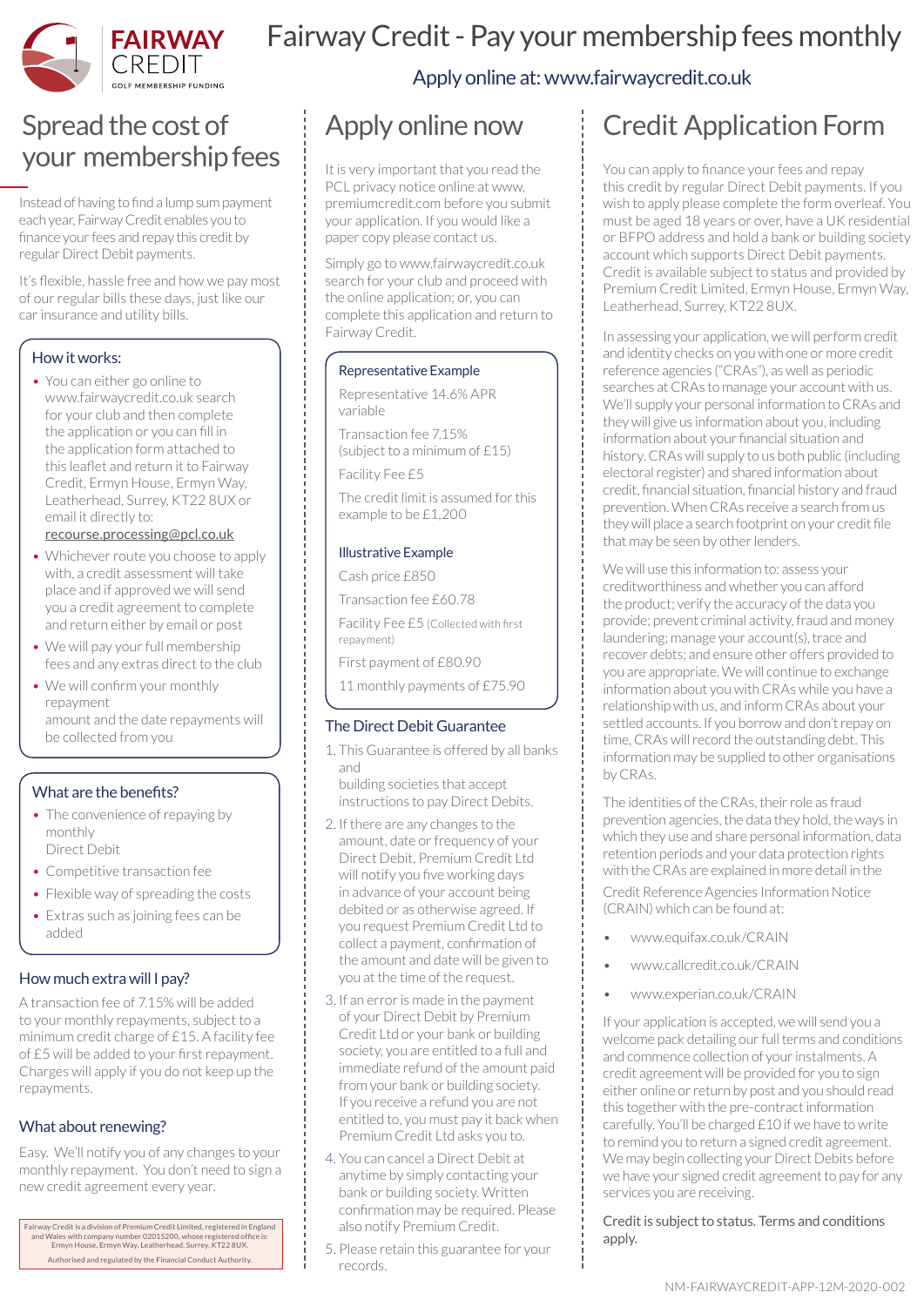# Fairway Credit - Pay your membership fees monthly

Apply online at: www.fairwaycredit.co.uk

## Spread the cost of your membership fees

Instead of having to find a lump sum payment each year, Fairway Credit enables you to finance your fees and repay this credit by regular Direct Debit payments.

It's flexible, hassle free and how we pay most of our regular bills these days, just like our car insurance and utility bills.

### How it works:

- You can either go online to www.fairwaycredit.co.uk search for your club and then complete the application or you can fill in the application form attached to this leaflet and return it to Fairway Credit, Ermyn House, Ermyn Way, Leatherhead, Surrey, KT22 8UX or email it directly to: recourse.processing@pcl.co.uk
- Whichever route you choose to apply with, a credit assessment will take place and if approved we will send you a credit agreement to complete and return either by email or post
- We will pay your full membership fees and any extras direct to the club
- We will confirm your monthly repayment amount and the date repayments will be collected from you

### What are the benefits?

- The convenience of repaying by monthly Direct Debit
- Competitive transaction fee
- Flexible way of spreading the costs
- Extras such as joining fees can be added

### How much extra will I pay?

A transaction fee of 7.15% will be added to your monthly repayments, subject to a minimum credit charge of £15. A facility fee of £5 will be added to your first repayment. Charges will apply if you do not keep up the repayments.

### What about renewing?

Easy. We'll notify you of any changes to your monthly repayment. You don't need to sign a new credit agreement every year.

Fairway Credit is a division of Premium Credit Limited, registered in England and Wales with company number 02015200, whose registered office is: Ermyn House, Ermyn Way, Leatherhead, Surrey, KT22 8UX.

Authorised and regulated by the Financial Conduct Authority.

## Apply online now

It is very important that you read the PCL privacy notice online at www.premiumcredit.com before you submit your application. If you would like a paper copy please contact us.

Simply go to www.fairwaycredit.co.uk search for your club and proceed with the online application; or, you can complete this application and return to Fairway Credit.

### Representative Example

Representative 14.6% APR variable

Transaction fee 7.15% (subject to a minimum of £15)

Facility Fee £5

The credit limit is assumed for this example to be £1,200

### Illustrative Example

Cash price £850

Transaction fee £60.78

Facility Fee £5 (Collected with first repayment)

First payment of £80.90

11 monthly payments of £75.90

### The Direct Debit Guarantee

1. This Guarantee is offered by all banks and building societies that accept instructions to pay Direct Debits.
2. If there are any changes to the amount, date or frequency of your Direct Debit, Premium Credit Ltd will notify you five working days in advance of your account being debited or as otherwise agreed. If you request Premium Credit Ltd to collect a payment, confirmation of the amount and date will be given to you at the time of the request.
3. If an error is made in the payment of your Direct Debit by Premium Credit Ltd or your bank or building society, you are entitled to a full and immediate refund of the amount paid from your bank or building society. If you receive a refund you are not entitled to, you must pay it back when Premium Credit Ltd asks you to.
4. You can cancel a Direct Debit at anytime by simply contacting your bank or building society. Written confirmation may be required. Please also notify Premium Credit.
5. Please retain this guarantee for your records.

## Credit Application Form

You can apply to finance your fees and repay this credit by regular Direct Debit payments. If you wish to apply please complete the form overleaf. You must be aged 18 years or over, have a UK residential or BFPO address and hold a bank or building society account which supports Direct Debit payments. Credit is available subject to status and provided by Premium Credit Limited, Ermyn House, Ermyn Way, Leatherhead, Surrey, KT22 8UX.

In assessing your application, we will perform credit and identity checks on you with one or more credit reference agencies ("CRAs"), as well as periodic searches at CRAs to manage your account with us. We'll supply your personal information to CRAs and they will give us information about you, including information about your financial situation and history. CRAs will supply to us both public (including electoral register) and shared information about credit, financial situation, financial history and fraud prevention. When CRAs receive a search from us they will place a search footprint on your credit file that may be seen by other lenders.

We will use this information to: assess your creditworthiness and whether you can afford the product; verify the accuracy of the data you provide; prevent criminal activity, fraud and money laundering; manage your account(s), trace and recover debts; and ensure other offers provided to you are appropriate. We will continue to exchange information about you with CRAs while you have a relationship with us, and inform CRAs about your settled accounts. If you borrow and don't repay on time, CRAs will record the outstanding debt. This information may be supplied to other organisations by CRAs.

The identities of the CRAs, their role as fraud prevention agencies, the data they hold, the ways in which they use and share personal information, data retention periods and your data protection rights with the CRAs are explained in more detail in the Credit Reference Agencies Information Notice (CRAIN) which can be found at:

- www.equifax.co.uk/CRAIN
- www.callcredit.co.uk/CRAIN
- www.experian.co.uk/CRAIN

If your application is accepted, we will send you a welcome pack detailing our full terms and conditions and commence collection of your instalments. A credit agreement will be provided for you to sign either online or return by post and you should read this together with the pre-contract information carefully. You'll be charged £10 if we have to write to remind you to return a signed credit agreement. We may begin collecting your Direct Debits before we have your signed credit agreement to pay for any services you are receiving.

Credit is subject to status. Terms and conditions apply.

NM-FAIRWAYCREDIT-APP-12M-2020-002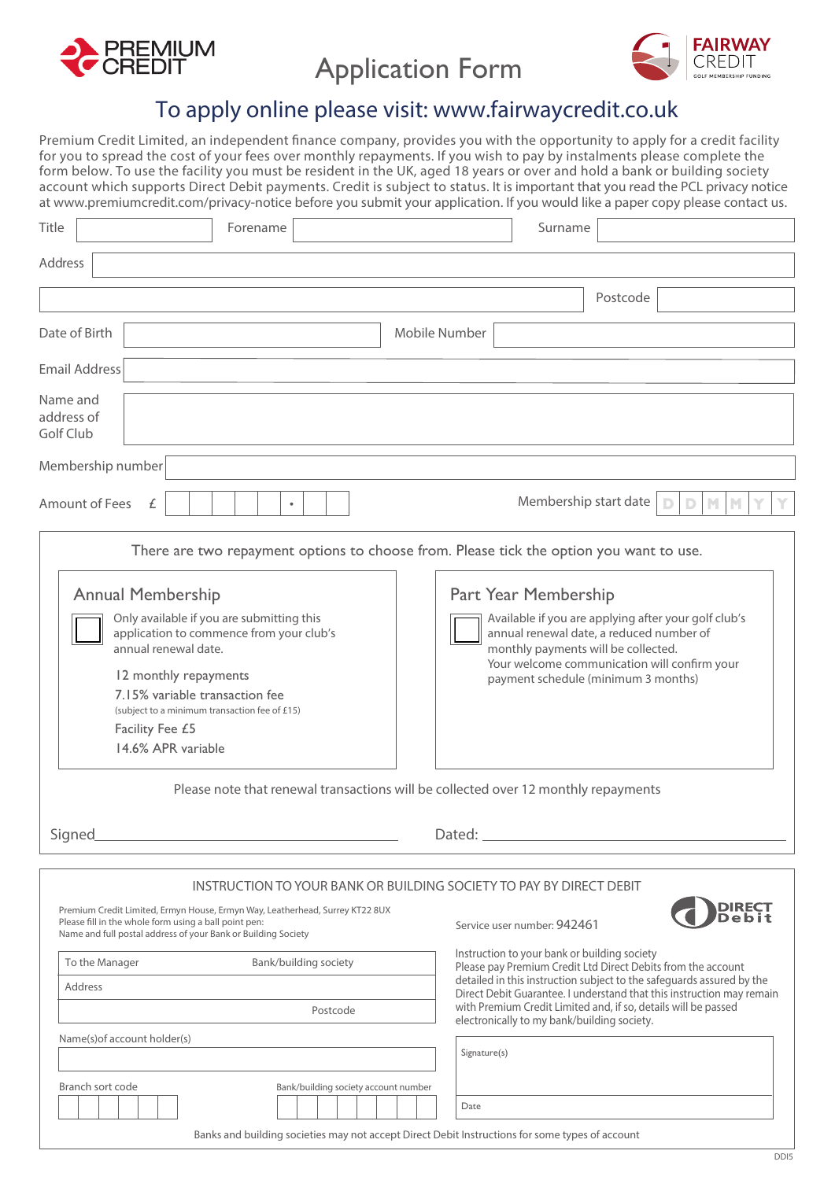PREMIUM CREDIT

# Application Form

FAIRWAY CREDIT
GOLF MEMBERSHIP FUNDING

## To apply online please visit: www.fairwaycredit.co.uk

Premium Credit Limited, an independent finance company, provides you with the opportunity to apply for a credit facility for you to spread the cost of your fees over monthly repayments. If you wish to pay by instalments please complete the form below. To use the facility you must be resident in the UK, aged 18 years or over and hold a bank or building society account which supports Direct Debit payments. Credit is subject to status. It is important that you read the PCL privacy notice at www.premiumcredit.com/privacy-notice before you submit your application. If you would like a paper copy please contact us.

| | | | | | |
|---|---|---|---|---|---|
| Title | | Forename | | Surname | |
| Address | | | | | |
| | | | | Postcode | |
| Date of Birth | | | | Mobile Number | |
| Email Address | | | | | |
| Name and address of Golf Club | | | | | |
| Membership number | | | | | |
| Amount of Fees £ | . | | | Membership start date | D D M M Y Y |

There are two repayment options to choose from. Please tick the option you want to use.

### Annual Membership

☐ Only available if you are submitting this application to commence from your club's annual renewal date.

12 monthly repayments

7.15% variable transaction fee

(subject to a minimum transaction fee of £15)

Facility Fee £5

14.6% APR variable

### Part Year Membership

☐ Available if you are applying after your golf club's annual renewal date, a reduced number of monthly payments will be collected. Your welcome communication will confirm your payment schedule (minimum 3 months)

Please note that renewal transactions will be collected over 12 monthly repayments

Signed______________________ Dated: ______________________

### INSTRUCTION TO YOUR BANK OR BUILDING SOCIETY TO PAY BY DIRECT DEBIT

DIRECT Debit

Premium Credit Limited, Ermyn House, Ermyn Way, Leatherhead, Surrey KT22 8UX
Please fill in the whole form using a ball point pen:
Name and full postal address of your Bank or Building Society

| | |
|---|---|
| To the Manager | Bank/building society |
| Address | |
| | Postcode |

Name(s)of account holder(s)

Branch sort code ☐☐☐☐☐☐

Bank/building society account number ☐☐☐☐☐☐☐☐

Service user number: 942461

Instruction to your bank or building society
Please pay Premium Credit Ltd Direct Debits from the account detailed in this instruction subject to the safeguards assured by the Direct Debit Guarantee. I understand that this instruction may remain with Premium Credit Limited and, if so, details will be passed electronically to my bank/building society.

Signature(s)

Date

Banks and building societies may not accept Direct Debit Instructions for some types of account

DDI5